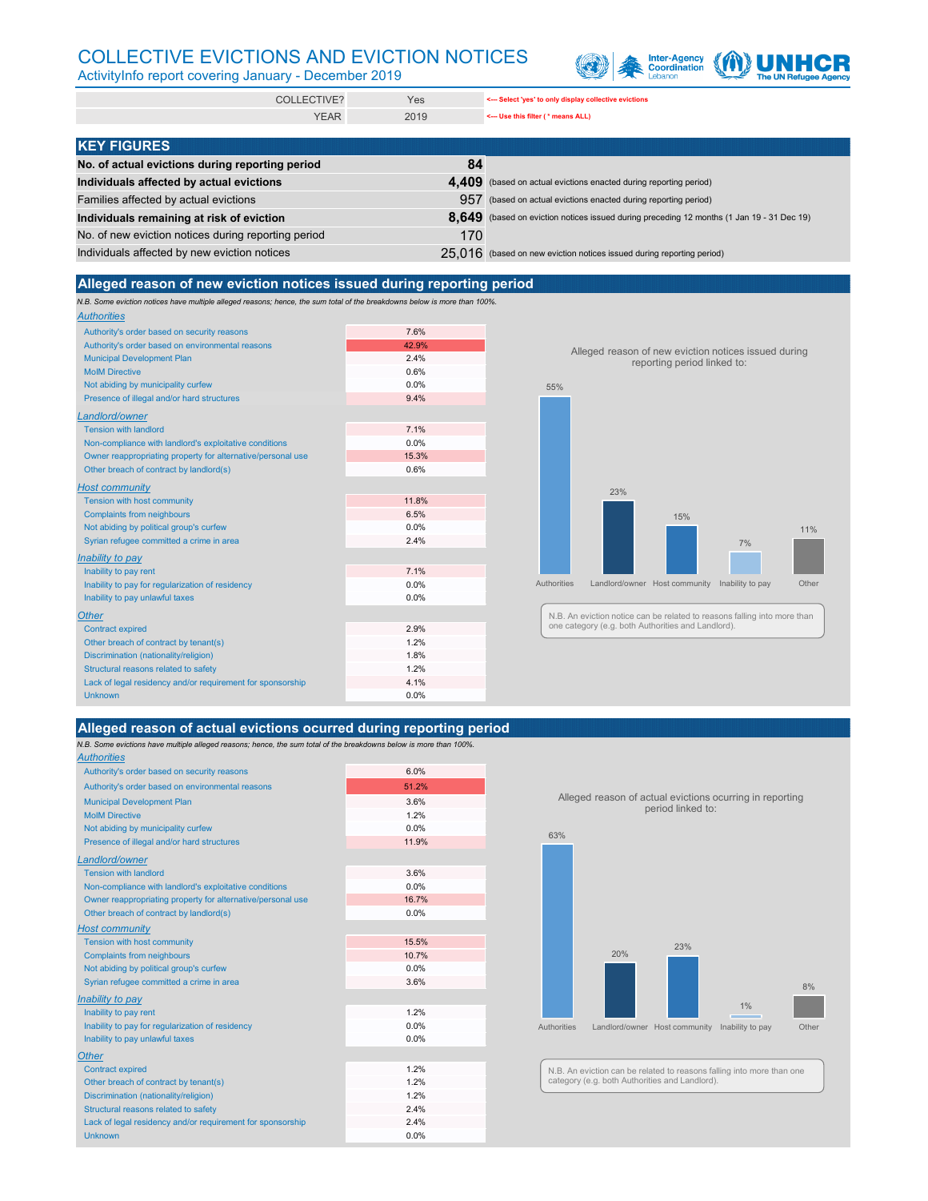# COLLECTIVE EVICTIONS AND EVICTION NOTICES

ActivityInfo report covering January - December 2019

| | | |
|---|---|---|
| COLLECTIVE? | Yes | <--- Select 'yes' to only display collective evictions |
| YEAR | 2019 | <--- Use this filter ( * means ALL) |

## KEY FIGURES

| | | |
|---|---|---|
| **No. of actual evictions during reporting period** | **84** | |
| **Individuals affected by actual evictions** | **4,409** | (based on actual evictions enacted during reporting period) |
| Families affected by actual evictions | 957 | (based on actual evictions enacted during reporting period) |
| **Individuals remaining at risk of eviction** | **8,649** | (based on eviction notices issued during preceding 12 months (1 Jan 19 - 31 Dec 19) |
| No. of new eviction notices during reporting period | 170 | |
| Individuals affected by new eviction notices | 25,016 | (based on new eviction notices issued during reporting period) |

## Alleged reason of new eviction notices issued during reporting period

*N.B. Some eviction notices have multiple alleged reasons; hence, the sum total of the breakdowns below is more than 100%.*

| Reason | % |
|---|---|
| ***Authorities*** | |
| Authority's order based on security reasons | 7.6% |
| Authority's order based on environmental reasons | 42.9% |
| Municipal Development Plan | 2.4% |
| MoIM Directive | 0.6% |
| Not abiding by municipality curfew | 0.0% |
| Presence of illegal and/or hard structures | 9.4% |
| ***Landlord/owner*** | |
| Tension with landlord | 7.1% |
| Non-compliance with landlord's exploitative conditions | 0.0% |
| Owner reappropriating property for alternative/personal use | 15.3% |
| Other breach of contract by landlord(s) | 0.6% |
| ***Host community*** | |
| Tension with host community | 11.8% |
| Complaints from neighbours | 6.5% |
| Not abiding by political group's curfew | 0.0% |
| Syrian refugee committed a crime in area | 2.4% |
| ***Inability to pay*** | |
| Inability to pay rent | 7.1% |
| Inability to pay for regularization of residency | 0.0% |
| Inability to pay unlawful taxes | 0.0% |
| ***Other*** | |
| Contract expired | 2.9% |
| Other breach of contract by tenant(s) | 1.2% |
| Discrimination (nationality/religion) | 1.8% |
| Structural reasons related to safety | 1.2% |
| Lack of legal residency and/or requirement for sponsorship | 4.1% |
| Unknown | 0.0% |

Alleged reason of new eviction notices issued during reporting period linked to:

| Authorities | Landlord/owner | Host community | Inability to pay | Other |
|---|---|---|---|---|
| 55% | 23% | 15% | 7% | 11% |

N.B. An eviction notice can be related to reasons falling into more than one category (e.g. both Authorities and Landlord).

## Alleged reason of actual evictions ocurred during reporting period

*N.B. Some evictions have multiple alleged reasons; hence, the sum total of the breakdowns below is more than 100%.*

| Reason | % |
|---|---|
| ***Authorities*** | |
| Authority's order based on security reasons | 6.0% |
| Authority's order based on environmental reasons | 51.2% |
| Municipal Development Plan | 3.6% |
| MoIM Directive | 1.2% |
| Not abiding by municipality curfew | 0.0% |
| Presence of illegal and/or hard structures | 11.9% |
| ***Landlord/owner*** | |
| Tension with landlord | 3.6% |
| Non-compliance with landlord's exploitative conditions | 0.0% |
| Owner reappropriating property for alternative/personal use | 16.7% |
| Other breach of contract by landlord(s) | 0.0% |
| ***Host community*** | |
| Tension with host community | 15.5% |
| Complaints from neighbours | 10.7% |
| Not abiding by political group's curfew | 0.0% |
| Syrian refugee committed a crime in area | 3.6% |
| ***Inability to pay*** | |
| Inability to pay rent | 1.2% |
| Inability to pay for regularization of residency | 0.0% |
| Inability to pay unlawful taxes | 0.0% |
| ***Other*** | |
| Contract expired | 1.2% |
| Other breach of contract by tenant(s) | 1.2% |
| Discrimination (nationality/religion) | 1.2% |
| Structural reasons related to safety | 2.4% |
| Lack of legal residency and/or requirement for sponsorship | 2.4% |
| Unknown | 0.0% |

Alleged reason of actual evictions ocurring in reporting period linked to:

| Authorities | Landlord/owner | Host community | Inability to pay | Other |
|---|---|---|---|---|
| 63% | 20% | 23% | 1% | 8% |

N.B. An eviction can be related to reasons falling into more than one category (e.g. both Authorities and Landlord).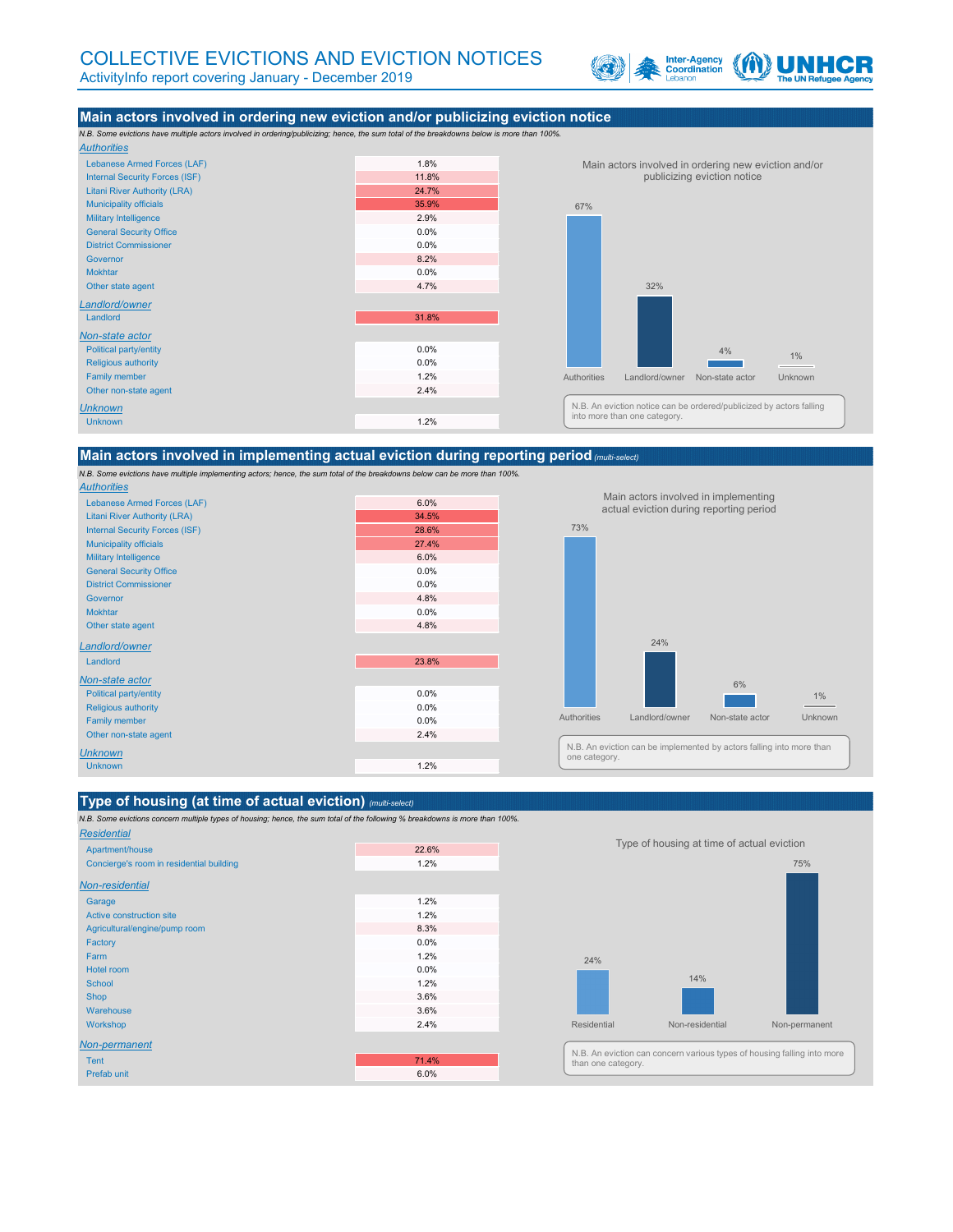# COLLECTIVE EVICTIONS AND EVICTION NOTICES

ActivityInfo report covering January - December 2019

## Main actors involved in ordering new eviction and/or publicizing eviction notice

*N.B. Some evictions have multiple actors involved in ordering/publicizing; hence, the sum total of the breakdowns below is more than 100%.*

| Actor | % |
|---|---|
| ***Authorities*** | |
| Lebanese Armed Forces (LAF) | 1.8% |
| Internal Security Forces (ISF) | 11.8% |
| Litani River Authority (LRA) | 24.7% |
| Municipality officials | 35.9% |
| Military Intelligence | 2.9% |
| General Security Office | 0.0% |
| District Commissioner | 0.0% |
| Governor | 8.2% |
| Mokhtar | 0.0% |
| Other state agent | 4.7% |
| ***Landlord/owner*** | |
| Landlord | 31.8% |
| ***Non-state actor*** | |
| Political party/entity | 0.0% |
| Religious authority | 0.0% |
| Family member | 1.2% |
| Other non-state agent | 2.4% |
| ***Unknown*** | |
| Unknown | 1.2% |

Main actors involved in ordering new eviction and/or publicizing eviction notice

| Authorities | Landlord/owner | Non-state actor | Unknown |
|---|---|---|---|
| 67% | 32% | 4% | 1% |

N.B. An eviction notice can be ordered/publicized by actors falling into more than one category.

## Main actors involved in implementing actual eviction during reporting period *(multi-select)*

*N.B. Some evictions have multiple implementing actors; hence, the sum total of the breakdowns below can be more than 100%.*

| Actor | % |
|---|---|
| ***Authorities*** | |
| Lebanese Armed Forces (LAF) | 6.0% |
| Litani River Authority (LRA) | 34.5% |
| Internal Security Forces (ISF) | 28.6% |
| Municipality officials | 27.4% |
| Military Intelligence | 6.0% |
| General Security Office | 0.0% |
| District Commissioner | 0.0% |
| Governor | 4.8% |
| Mokhtar | 0.0% |
| Other state agent | 4.8% |
| ***Landlord/owner*** | |
| Landlord | 23.8% |
| ***Non-state actor*** | |
| Political party/entity | 0.0% |
| Religious authority | 0.0% |
| Family member | 0.0% |
| Other non-state agent | 2.4% |
| ***Unknown*** | |
| Unknown | 1.2% |

Main actors involved in implementing actual eviction during reporting period

| Authorities | Landlord/owner | Non-state actor | Unknown |
|---|---|---|---|
| 73% | 24% | 6% | 1% |

N.B. An eviction can be implemented by actors falling into more than one category.

## Type of housing (at time of actual eviction) *(multi-select)*

*N.B. Some evictions concern multiple types of housing; hence, the sum total of the following % breakdowns is more than 100%.*

| Type of housing | % |
|---|---|
| ***Residential*** | |
| Apartment/house | 22.6% |
| Concierge's room in residential building | 1.2% |
| ***Non-residential*** | |
| Garage | 1.2% |
| Active construction site | 1.2% |
| Agricultural/engine/pump room | 8.3% |
| Factory | 0.0% |
| Farm | 1.2% |
| Hotel room | 0.0% |
| School | 1.2% |
| Shop | 3.6% |
| Warehouse | 3.6% |
| Workshop | 2.4% |
| ***Non-permanent*** | |
| Tent | 71.4% |
| Prefab unit | 6.0% |

Type of housing at time of actual eviction

| Residential | Non-residential | Non-permanent |
|---|---|---|
| 24% | 14% | 75% |

N.B. An eviction can concern various types of housing falling into more than one category.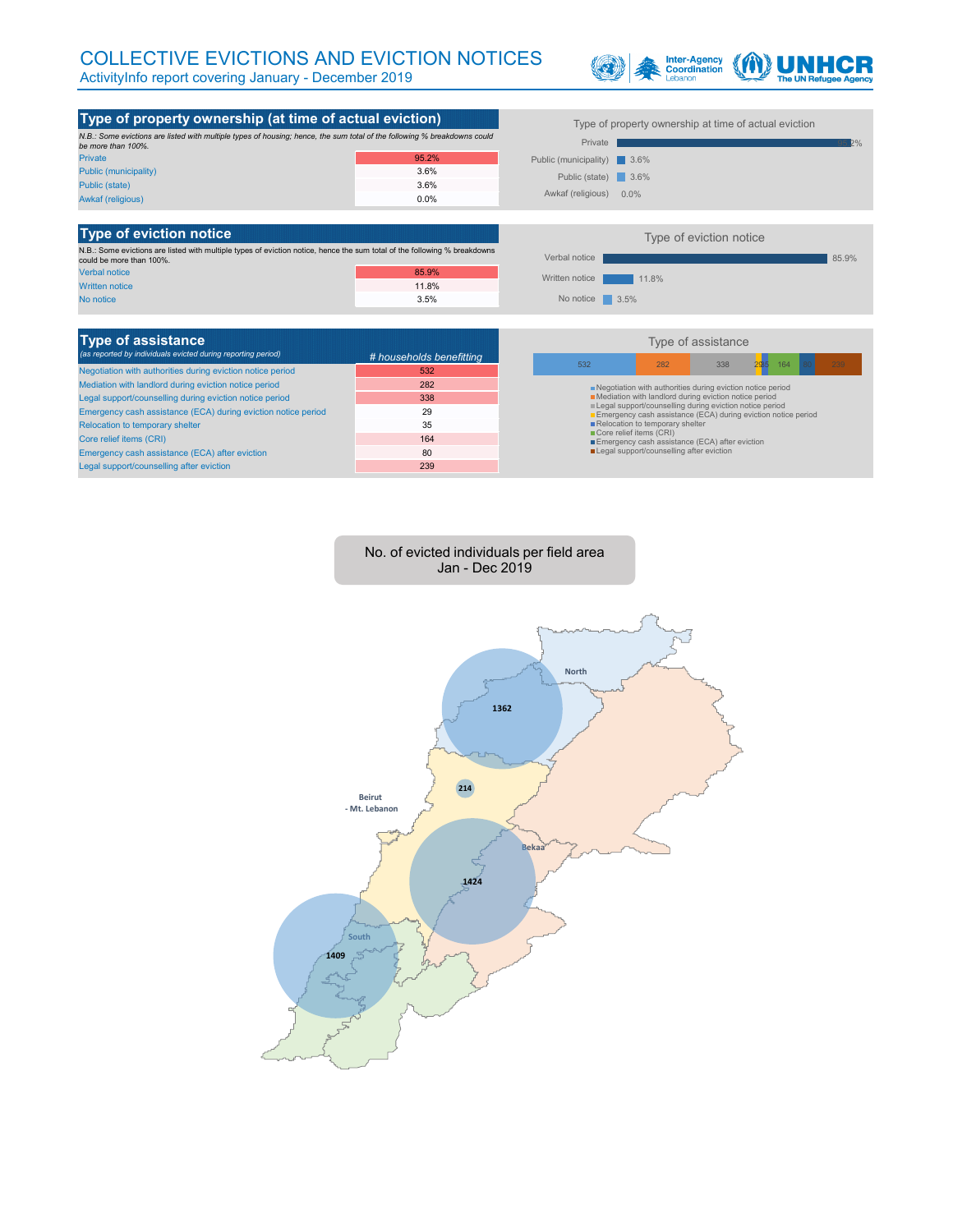# COLLECTIVE EVICTIONS AND EVICTION NOTICES

ActivityInfo report covering January - December 2019

## Type of property ownership (at time of actual eviction)

*N.B.: Some evictions are listed with multiple types of housing; hence, the sum total of the following % breakdowns could be more than 100%.*

| Type | % |
|---|---|
| Private | 95.2% |
| Public (municipality) | 3.6% |
| Public (state) | 3.6% |
| Awkaf (religious) | 0.0% |

Type of property ownership at time of actual eviction

| Type | % |
|---|---|
| Private | 95.2% |
| Public (municipality) | 3.6% |
| Public (state) | 3.6% |
| Awkaf (religious) | 0.0% |

## Type of eviction notice

N.B.: Some evictions are listed with multiple types of eviction notice, hence the sum total of the following % breakdowns could be more than 100%.

| Type | % |
|---|---|
| Verbal notice | 85.9% |
| Written notice | 11.8% |
| No notice | 3.5% |

Type of eviction notice

| Type | % |
|---|---|
| Verbal notice | 85.9% |
| Written notice | 11.8% |
| No notice | 3.5% |

## Type of assistance

*(as reported by individuals evicted during reporting period)*

| Type of assistance | *# households benefitting* |
|---|---|
| Negotiation with authorities during eviction notice period | 532 |
| Mediation with landlord during eviction notice period | 282 |
| Legal support/counselling during eviction notice period | 338 |
| Emergency cash assistance (ECA) during eviction notice period | 29 |
| Relocation to temporary shelter | 35 |
| Core relief items (CRI) | 164 |
| Emergency cash assistance (ECA) after eviction | 80 |
| Legal support/counselling after eviction | 239 |

Type of assistance

- Negotiation with authorities during eviction notice period: 532
- Mediation with landlord during eviction notice period: 282
- Legal support/counselling during eviction notice period: 338
- Emergency cash assistance (ECA) during eviction notice period: 29
- Relocation to temporary shelter: 35
- Core relief items (CRI): 164
- Emergency cash assistance (ECA) after eviction: 80
- Legal support/counselling after eviction: 239

## No. of evicted individuals per field area
Jan - Dec 2019

| Field area | No. of evicted individuals |
|---|---|
| North | 1362 |
| Beirut - Mt. Lebanon | 214 |
| Bekaa | 1424 |
| South | 1409 |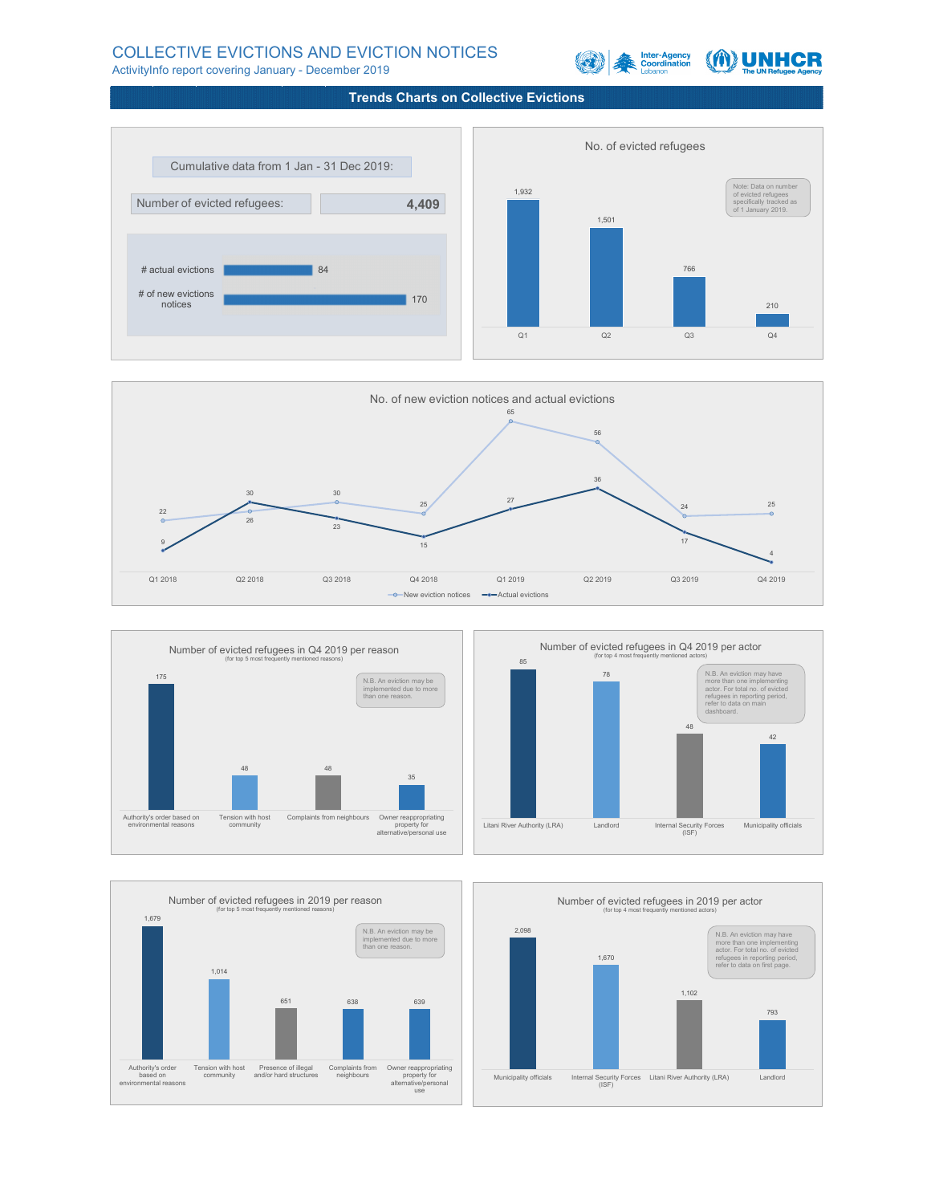# COLLECTIVE EVICTIONS AND EVICTION NOTICES

ActivityInfo report covering January - December 2019

## Trends Charts on Collective Evictions

Cumulative data from 1 Jan - 31 Dec 2019:

| Number of evicted refugees: | 4,409 |
|---|---|

| | |
|---|---|
| # actual evictions | 84 |
| # of new evictions notices | 170 |

### No. of evicted refugees

| Q1 | Q2 | Q3 | Q4 |
|---|---|---|---|
| 1,932 | 1,501 | 766 | 210 |

Note: Data on number of evicted refugees specifically tracked as of 1 January 2019.

### No. of new eviction notices and actual evictions

| | Q1 2018 | Q2 2018 | Q3 2018 | Q4 2018 | Q1 2019 | Q2 2019 | Q3 2019 | Q4 2019 |
|---|---|---|---|---|---|---|---|---|
| New eviction notices | 22 | 26 | 30 | 25 | 65 | 56 | 24 | 25 |
| Actual evictions | 9 | 30 | 23 | 15 | 27 | 36 | 17 | 4 |

### Number of evicted refugees in Q4 2019 per reason

(for top 5 most frequently mentioned reasons)

| Reason | Number |
|---|---|
| Authority's order based on environmental reasons | 175 |
| Tension with host community | 48 |
| Complaints from neighbours | 48 |
| Owner reappropriating property for alternative/personal use | 35 |

N.B. An eviction may be implemented due to more than one reason.

### Number of evicted refugees in Q4 2019 per actor

(for top 4 most frequently mentioned actors)

| Actor | Number |
|---|---|
| Litani River Authority (LRA) | 85 |
| Landlord | 78 |
| Internal Security Forces (ISF) | 48 |
| Municipality officials | 42 |

N.B. An eviction may have more than one implementing actor. For total no. of evicted refugees in reporting period, refer to data on main dashboard.

### Number of evicted refugees in 2019 per reason

(for top 5 most frequently mentioned reasons)

| Reason | Number |
|---|---|
| Authority's order based on environmental reasons | 1,679 |
| Tension with host community | 1,014 |
| Presence of illegal and/or hard structures | 651 |
| Complaints from neighbours | 638 |
| Owner reappropriating property for alternative/personal use | 639 |

N.B. An eviction may be implemented due to more than one reason.

### Number of evicted refugees in 2019 per actor

(for top 4 most frequently mentioned actors)

| Actor | Number |
|---|---|
| Municipality officials | 2,098 |
| Internal Security Forces (ISF) | 1,670 |
| Litani River Authority (LRA) | 1,102 |
| Landlord | 793 |

N.B. An eviction may have more than one implementing actor. For total no. of evicted refugees in reporting period, refer to data on first page.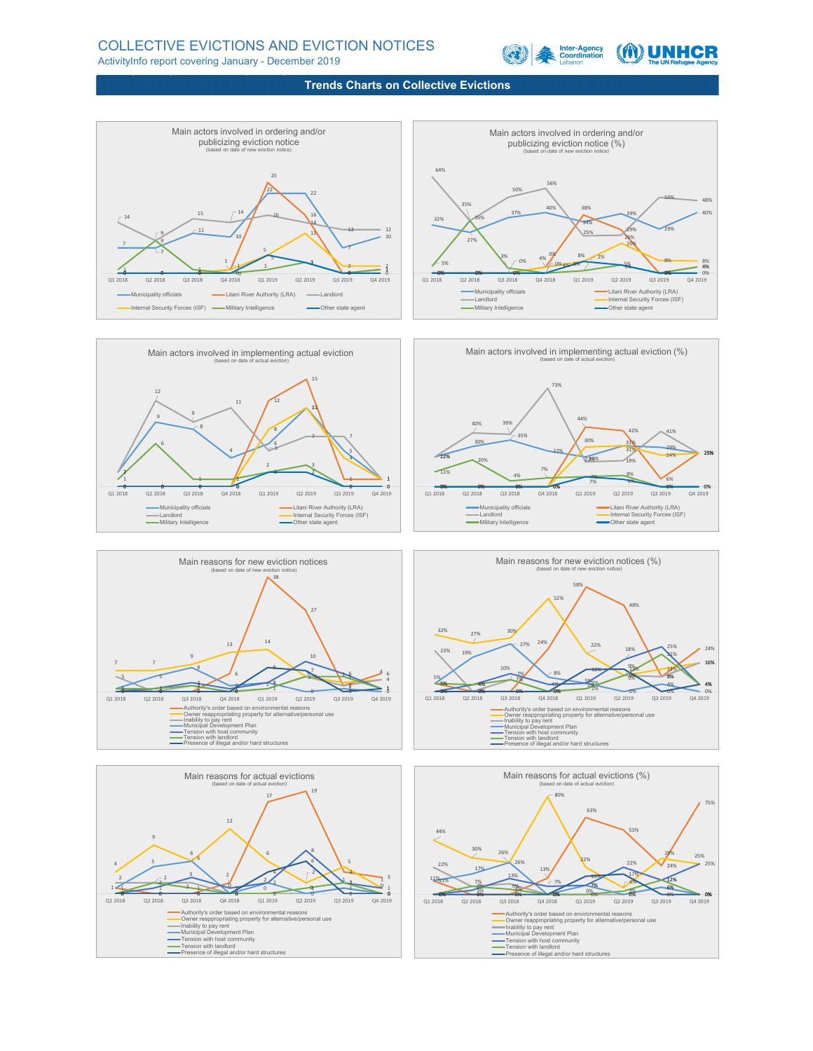# COLLECTIVE EVICTIONS AND EVICTION NOTICES

ActivityInfo report covering January - December 2019

Inter-Agency Coordination Lebanon

UNHCR The UN Refugee Agency

## Trends Charts on Collective Evictions

Main actors involved in ordering and/or publicizing eviction notice
(based on date of new eviction notice)

Q1 2018 Q2 2018 Q3 2018 Q4 2018 Q1 2019 Q2 2019 Q3 2019 Q4 2019

Municipality officials
Litani River Authority (LRA)
Landlord
Internal Security Forces (ISF)
Military Intelligence
Other state agent

Main actors involved in ordering and/or publicizing eviction notice (%)
(based on date of new eviction notice)

Q1 2018 Q2 2018 Q3 2018 Q4 2018 Q1 2019 Q2 2019 Q3 2019 Q4 2019

Municipality officials
Litani River Authority (LRA)
Landlord
Internal Security Forces (ISF)
Military Intelligence
Other state agent

Main actors involved in implementing actual eviction
(based on date of actual eviction)

Q1 2018 Q2 2018 Q3 2018 Q4 2018 Q1 2019 Q2 2019 Q3 2019 Q4 2019

Municipality officials
Litani River Authority (LRA)
Landlord
Internal Security Forces (ISF)
Military Intelligence
Other state agent

Main actors involved in implementing actual eviction (%)
(based on date of actual eviction)

Q1 2018 Q2 2018 Q3 2018 Q4 2018 Q1 2019 Q2 2019 Q3 2019 Q4 2019

Municipality officials
Litani River Authority (LRA)
Landlord
Internal Security Forces (ISF)
Military Intelligence
Other state agent

Main reasons for new eviction notices
(based on date of new eviction notice)

Q1 2018 Q2 2018 Q3 2018 Q4 2018 Q1 2019 Q2 2019 Q3 2019 Q4 2019

Authority's order based on environmental reasons
Owner reappropriating property for alternative/personal use
Inability to pay rent
Municipal Development Plan
Tension with host community
Tension with landlord
Presence of illegal and/or hard structures

Main reasons for new eviction notices (%)
(based on date of new eviction notice)

Q1 2018 Q2 2018 Q3 2018 Q4 2018 Q1 2019 Q2 2019 Q3 2019 Q4 2019

Authority's order based on environmental reasons
Owner reappropriating property for alternative/personal use
Inability to pay rent
Municipal Development Plan
Tension with host community
Tension with landlord
Presence of illegal and/or hard structures

Main reasons for actual evictions
(based on date of actual eviction)

Q1 2018 Q2 2018 Q3 2018 Q4 2018 Q1 2019 Q2 2019 Q3 2019 Q4 2019

Authority's order based on environmental reasons
Owner reappropriating property for alternative/personal use
Inability to pay rent
Municipal Development Plan
Tension with host community
Tension with landlord
Presence of illegal and/or hard structures

Main reasons for actual evictions (%)
(based on date of actual eviction)

Q1 2018 Q2 2018 Q3 2018 Q4 2018 Q1 2019 Q2 2019 Q3 2019 Q4 2019

Authority's order based on environmental reasons
Owner reappropriating property for alternative/personal use
Inability to pay rent
Municipal Development Plan
Tension with host community
Tension with landlord
Presence of illegal and/or hard structures